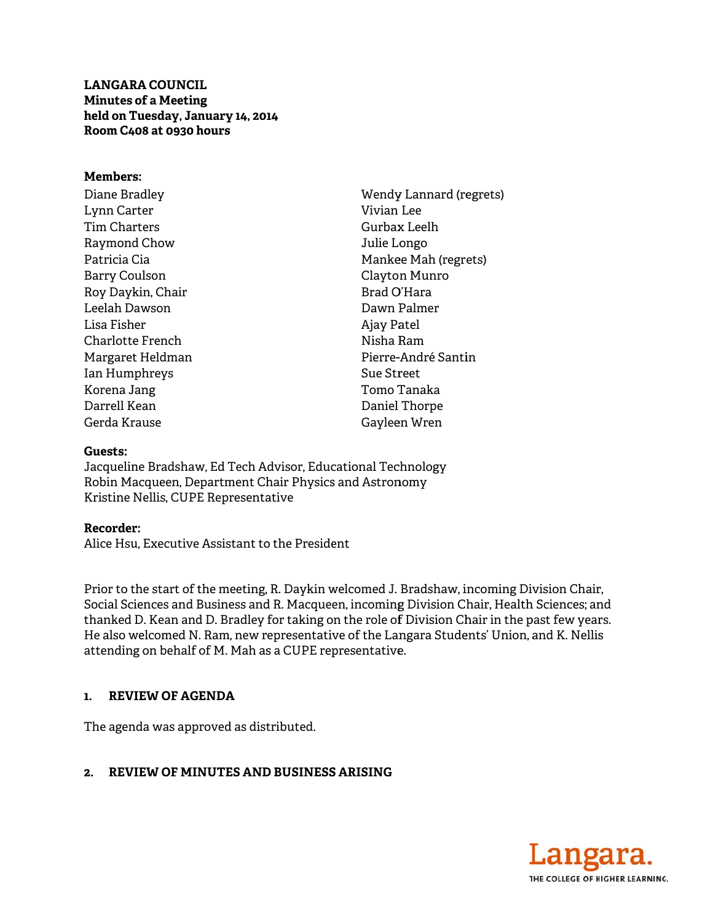**LANGARA COUNCIL**
**Minutes of a Meeting**
**held on Tuesday, January 14, 2014**
**Room C408 at 0930 hours**

**Members:**

Diane Bradley
Lynn Carter
Tim Charters
Raymond Chow
Patricia Cia
Barry Coulson
Roy Daykin, Chair
Leelah Dawson
Lisa Fisher
Charlotte French
Margaret Heldman
Ian Humphreys
Korena Jang
Darrell Kean
Gerda Krause
Wendy Lannard (regrets)
Vivian Lee
Gurbax Leelh
Julie Longo
Mankee Mah (regrets)
Clayton Munro
Brad O'Hara
Dawn Palmer
Ajay Patel
Nisha Ram
Pierre-André Santin
Sue Street
Tomo Tanaka
Daniel Thorpe
Gayleen Wren

**Guests:**
Jacqueline Bradshaw, Ed Tech Advisor, Educational Technology
Robin Macqueen, Department Chair Physics and Astronomy
Kristine Nellis, CUPE Representative

**Recorder:**
Alice Hsu, Executive Assistant to the President

Prior to the start of the meeting, R. Daykin welcomed J. Bradshaw, incoming Division Chair, Social Sciences and Business and R. Macqueen, incoming Division Chair, Health Sciences; and thanked D. Kean and D. Bradley for taking on the role of Division Chair in the past few years. He also welcomed N. Ram, new representative of the Langara Students' Union, and K. Nellis attending on behalf of M. Mah as a CUPE representative.

## 1. REVIEW OF AGENDA

The agenda was approved as distributed.

## 2. REVIEW OF MINUTES AND BUSINESS ARISING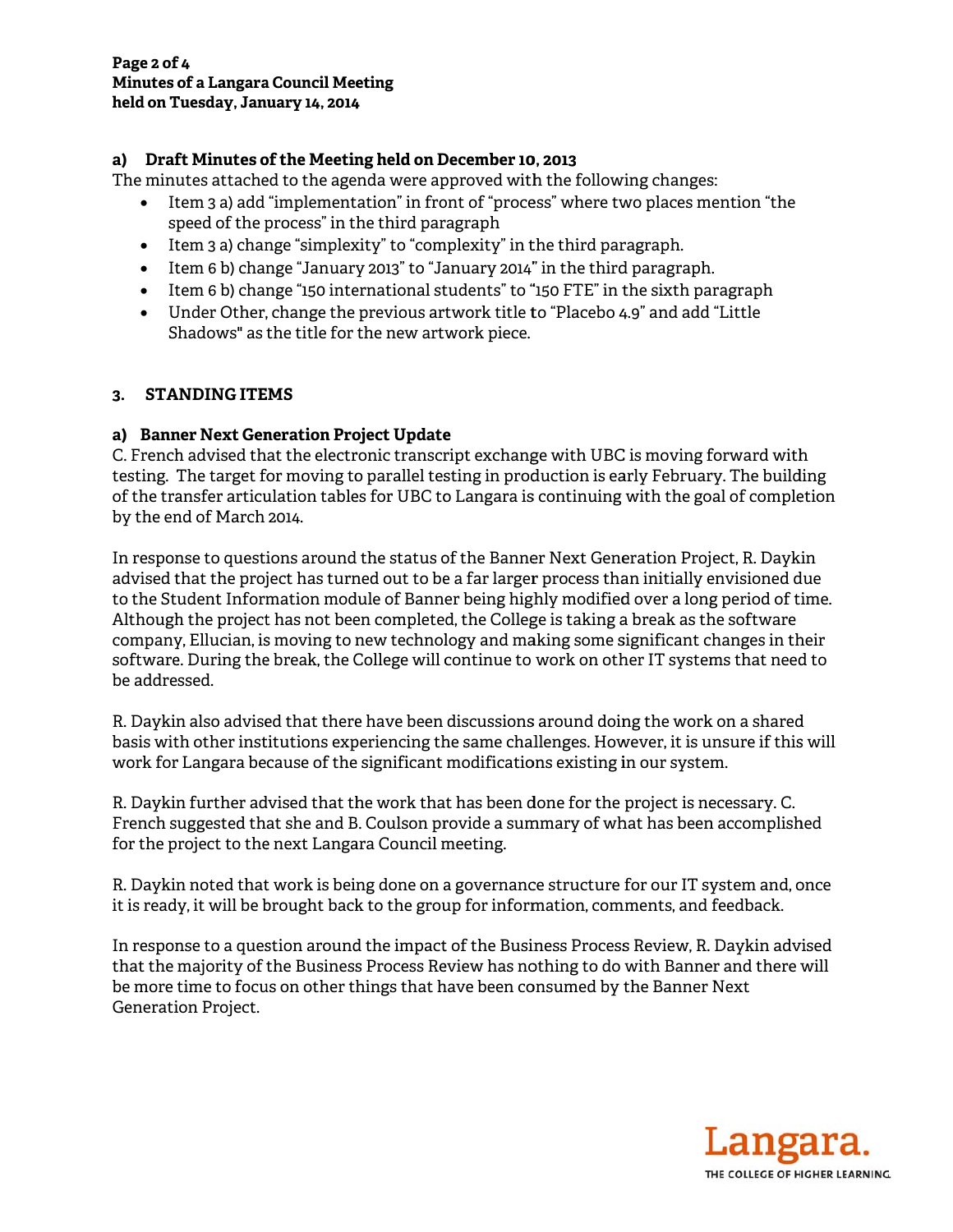### a) Draft Minutes of the Meeting held on December 10, 2013

The minutes attached to the agenda were approved with the following changes:

- Item 3 a) add "implementation" in front of "process" where two places mention "the speed of the process" in the third paragraph
- Item 3 a) change "simplexity" to "complexity" in the third paragraph.
- Item 6 b) change "January 2013" to "January 2014" in the third paragraph.
- Item 6 b) change "150 international students" to "150 FTE" in the sixth paragraph
- Under Other, change the previous artwork title to "Placebo 4.9" and add "Little Shadows" as the title for the new artwork piece.

## 3. STANDING ITEMS

### a) Banner Next Generation Project Update

C. French advised that the electronic transcript exchange with UBC is moving forward with testing. The target for moving to parallel testing in production is early February. The building of the transfer articulation tables for UBC to Langara is continuing with the goal of completion by the end of March 2014.

In response to questions around the status of the Banner Next Generation Project, R. Daykin advised that the project has turned out to be a far larger process than initially envisioned due to the Student Information module of Banner being highly modified over a long period of time. Although the project has not been completed, the College is taking a break as the software company, Ellucian, is moving to new technology and making some significant changes in their software. During the break, the College will continue to work on other IT systems that need to be addressed.

R. Daykin also advised that there have been discussions around doing the work on a shared basis with other institutions experiencing the same challenges. However, it is unsure if this will work for Langara because of the significant modifications existing in our system.

R. Daykin further advised that the work that has been done for the project is necessary. C. French suggested that she and B. Coulson provide a summary of what has been accomplished for the project to the next Langara Council meeting.

R. Daykin noted that work is being done on a governance structure for our IT system and, once it is ready, it will be brought back to the group for information, comments, and feedback.

In response to a question around the impact of the Business Process Review, R. Daykin advised that the majority of the Business Process Review has nothing to do with Banner and there will be more time to focus on other things that have been consumed by the Banner Next Generation Project.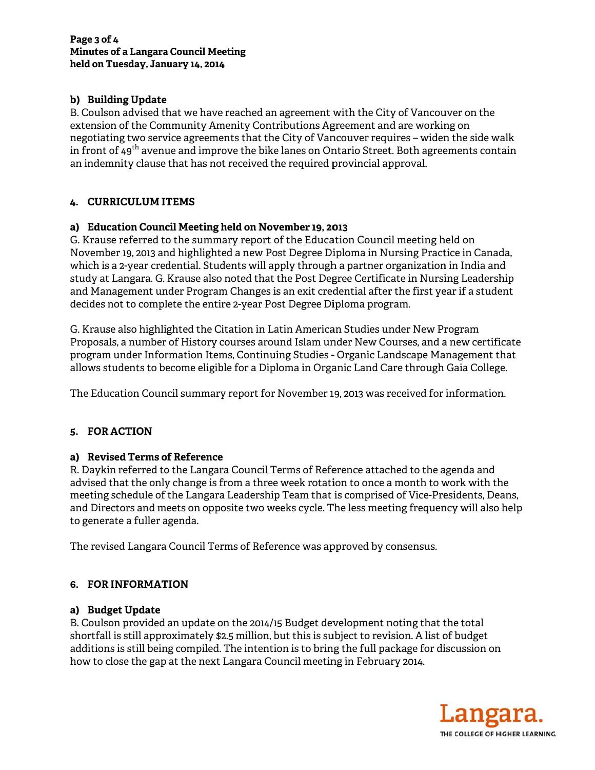### b) Building Update

B. Coulson advised that we have reached an agreement with the City of Vancouver on the extension of the Community Amenity Contributions Agreement and are working on negotiating two service agreements that the City of Vancouver requires – widen the side walk in front of 49th avenue and improve the bike lanes on Ontario Street. Both agreements contain an indemnity clause that has not received the required provincial approval.

## 4. CURRICULUM ITEMS

### a) Education Council Meeting held on November 19, 2013

G. Krause referred to the summary report of the Education Council meeting held on November 19, 2013 and highlighted a new Post Degree Diploma in Nursing Practice in Canada, which is a 2-year credential. Students will apply through a partner organization in India and study at Langara. G. Krause also noted that the Post Degree Certificate in Nursing Leadership and Management under Program Changes is an exit credential after the first year if a student decides not to complete the entire 2-year Post Degree Diploma program.

G. Krause also highlighted the Citation in Latin American Studies under New Program Proposals, a number of History courses around Islam under New Courses, and a new certificate program under Information Items, Continuing Studies - Organic Landscape Management that allows students to become eligible for a Diploma in Organic Land Care through Gaia College.

The Education Council summary report for November 19, 2013 was received for information.

## 5. FOR ACTION

### a) Revised Terms of Reference

R. Daykin referred to the Langara Council Terms of Reference attached to the agenda and advised that the only change is from a three week rotation to once a month to work with the meeting schedule of the Langara Leadership Team that is comprised of Vice-Presidents, Deans, and Directors and meets on opposite two weeks cycle. The less meeting frequency will also help to generate a fuller agenda.

The revised Langara Council Terms of Reference was approved by consensus.

## 6. FOR INFORMATION

### a) Budget Update

B. Coulson provided an update on the 2014/15 Budget development noting that the total shortfall is still approximately $2.5 million, but this is subject to revision. A list of budget additions is still being compiled. The intention is to bring the full package for discussion on how to close the gap at the next Langara Council meeting in February 2014.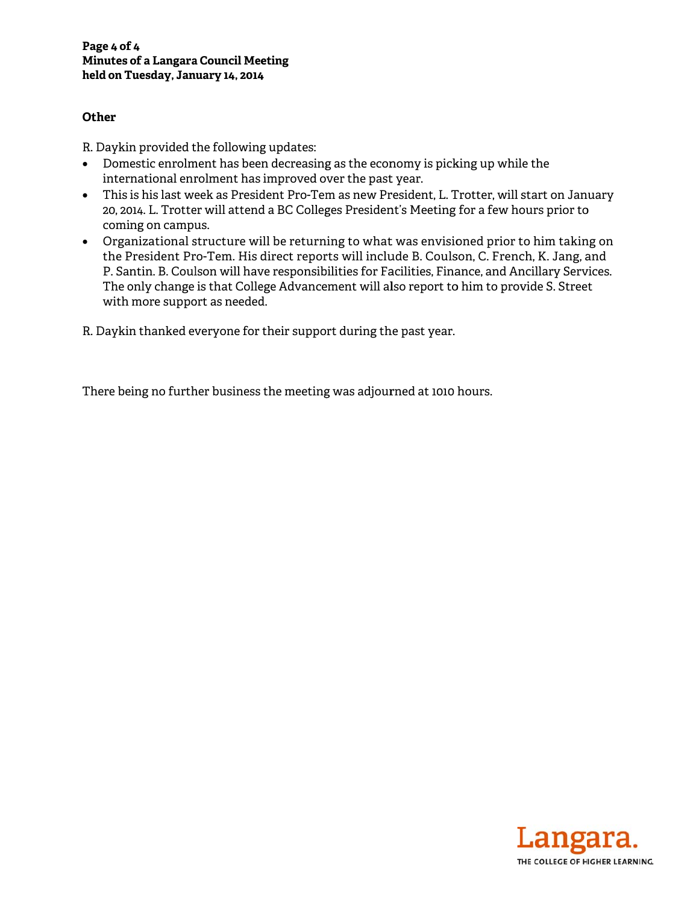### Other

R. Daykin provided the following updates:

- Domestic enrolment has been decreasing as the economy is picking up while the international enrolment has improved over the past year.
- This is his last week as President Pro-Tem as new President, L. Trotter, will start on January 20, 2014. L. Trotter will attend a BC Colleges President's Meeting for a few hours prior to coming on campus.
- Organizational structure will be returning to what was envisioned prior to him taking on the President Pro-Tem. His direct reports will include B. Coulson, C. French, K. Jang, and P. Santin. B. Coulson will have responsibilities for Facilities, Finance, and Ancillary Services. The only change is that College Advancement will also report to him to provide S. Street with more support as needed.

R. Daykin thanked everyone for their support during the past year.

There being no further business the meeting was adjourned at 1010 hours.